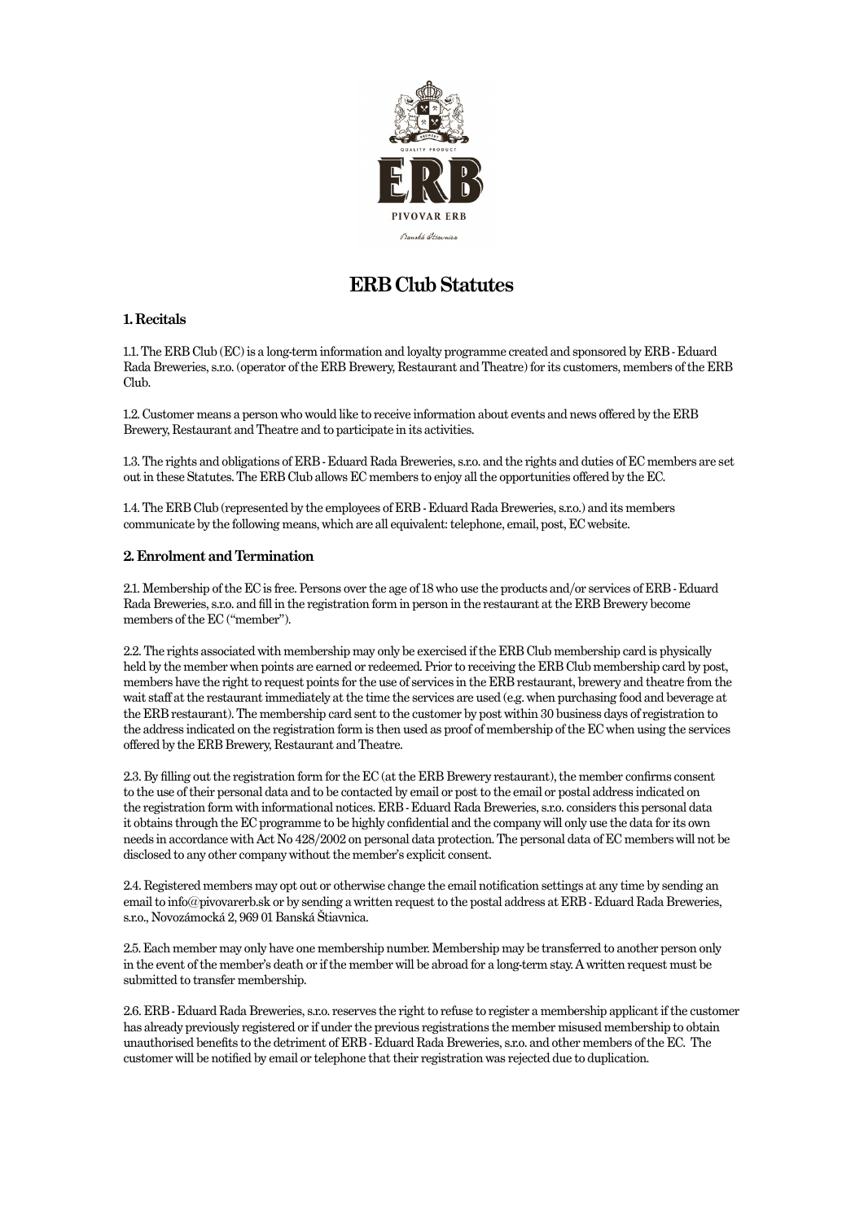# ERB Club Statutes

## 1. Recitals

1.1. The ERB Club (EC) is a long-term information and loyalty programme created and sponsored by ERB - Eduard Rada Breweries, s.r.o. (operator of the ERB Brewery, Restaurant and Theatre) for its customers, members of the ERB Club.

1.2. Customer means a person who would like to receive information about events and news offered by the ERB Brewery, Restaurant and Theatre and to participate in its activities.

1.3. The rights and obligations of ERB - Eduard Rada Breweries, s.r.o. and the rights and duties of EC members are set out in these Statutes. The ERB Club allows EC members to enjoy all the opportunities offered by the EC.

1.4. The ERB Club (represented by the employees of ERB - Eduard Rada Breweries, s.r.o.) and its members communicate by the following means, which are all equivalent: telephone, email, post, EC website.

## 2. Enrolment and Termination

2.1. Membership of the EC is free. Persons over the age of 18 who use the products and/or services of ERB - Eduard Rada Breweries, s.r.o. and fill in the registration form in person in the restaurant at the ERB Brewery become members of the EC ("member").

2.2. The rights associated with membership may only be exercised if the ERB Club membership card is physically held by the member when points are earned or redeemed. Prior to receiving the ERB Club membership card by post, members have the right to request points for the use of services in the ERB restaurant, brewery and theatre from the wait staff at the restaurant immediately at the time the services are used (e.g. when purchasing food and beverage at the ERB restaurant). The membership card sent to the customer by post within 30 business days of registration to the address indicated on the registration form is then used as proof of membership of the EC when using the services offered by the ERB Brewery, Restaurant and Theatre.

2.3. By filling out the registration form for the EC (at the ERB Brewery restaurant), the member confirms consent to the use of their personal data and to be contacted by email or post to the email or postal address indicated on the registration form with informational notices. ERB - Eduard Rada Breweries, s.r.o. considers this personal data it obtains through the EC programme to be highly confidential and the company will only use the data for its own needs in accordance with Act No 428/2002 on personal data protection. The personal data of EC members will not be disclosed to any other company without the member's explicit consent.

2.4. Registered members may opt out or otherwise change the email notification settings at any time by sending an email to info@pivovarerb.sk or by sending a written request to the postal address at ERB - Eduard Rada Breweries, s.r.o., Novozámocká 2, 969 01 Banská Štiavnica.

2.5. Each member may only have one membership number. Membership may be transferred to another person only in the event of the member's death or if the member will be abroad for a long-term stay. A written request must be submitted to transfer membership.

2.6. ERB - Eduard Rada Breweries, s.r.o. reserves the right to refuse to register a membership applicant if the customer has already previously registered or if under the previous registrations the member misused membership to obtain unauthorised benefits to the detriment of ERB - Eduard Rada Breweries, s.r.o. and other members of the EC. The customer will be notified by email or telephone that their registration was rejected due to duplication.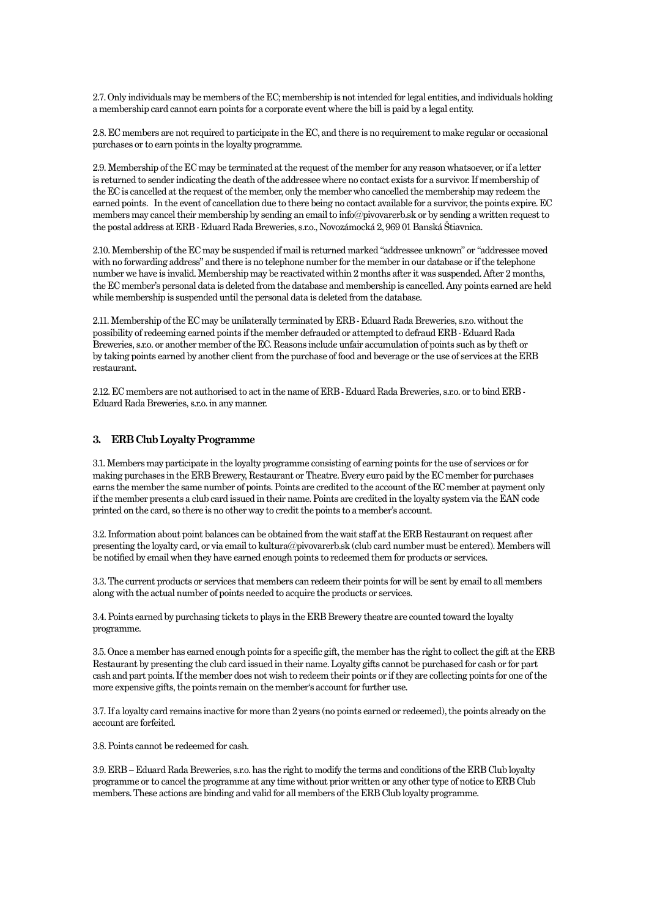2.7. Only individuals may be members of the EC; membership is not intended for legal entities, and individuals holding a membership card cannot earn points for a corporate event where the bill is paid by a legal entity.

2.8. EC members are not required to participate in the EC, and there is no requirement to make regular or occasional purchases or to earn points in the loyalty programme.

2.9. Membership of the EC may be terminated at the request of the member for any reason whatsoever, or if a letter is returned to sender indicating the death of the addressee where no contact exists for a survivor. If membership of the EC is cancelled at the request of the member, only the member who cancelled the membership may redeem the earned points. In the event of cancellation due to there being no contact available for a survivor, the points expire. EC members may cancel their membership by sending an email to info@pivovarerb.sk or by sending a written request to the postal address at ERB - Eduard Rada Breweries, s.r.o., Novozámocká 2, 969 01 Banská Štiavnica.

2.10. Membership of the EC may be suspended if mail is returned marked "addressee unknown" or "addressee moved with no forwarding address" and there is no telephone number for the member in our database or if the telephone number we have is invalid. Membership may be reactivated within 2 months after it was suspended. After 2 months, the EC member's personal data is deleted from the database and membership is cancelled. Any points earned are held while membership is suspended until the personal data is deleted from the database.

2.11. Membership of the EC may be unilaterally terminated by ERB - Eduard Rada Breweries, s.r.o. without the possibility of redeeming earned points if the member defrauded or attempted to defraud ERB - Eduard Rada Breweries, s.r.o. or another member of the EC. Reasons include unfair accumulation of points such as by theft or by taking points earned by another client from the purchase of food and beverage or the use of services at the ERB restaurant.

2.12. EC members are not authorised to act in the name of ERB - Eduard Rada Breweries, s.r.o. or to bind ERB - Eduard Rada Breweries, s.r.o. in any manner.

## 3. ERB Club Loyalty Programme

3.1. Members may participate in the loyalty programme consisting of earning points for the use of services or for making purchases in the ERB Brewery, Restaurant or Theatre. Every euro paid by the EC member for purchases earns the member the same number of points. Points are credited to the account of the EC member at payment only if the member presents a club card issued in their name. Points are credited in the loyalty system via the EAN code printed on the card, so there is no other way to credit the points to a member's account.

3.2. Information about point balances can be obtained from the wait staff at the ERB Restaurant on request after presenting the loyalty card, or via email to kultura@pivovarerb.sk (club card number must be entered). Members will be notified by email when they have earned enough points to redeemed them for products or services.

3.3. The current products or services that members can redeem their points for will be sent by email to all members along with the actual number of points needed to acquire the products or services.

3.4. Points earned by purchasing tickets to plays in the ERB Brewery theatre are counted toward the loyalty programme.

3.5. Once a member has earned enough points for a specific gift, the member has the right to collect the gift at the ERB Restaurant by presenting the club card issued in their name. Loyalty gifts cannot be purchased for cash or for part cash and part points. If the member does not wish to redeem their points or if they are collecting points for one of the more expensive gifts, the points remain on the member's account for further use.

3.7. If a loyalty card remains inactive for more than 2 years (no points earned or redeemed), the points already on the account are forfeited.

3.8. Points cannot be redeemed for cash.

3.9. ERB – Eduard Rada Breweries, s.r.o. has the right to modify the terms and conditions of the ERB Club loyalty programme or to cancel the programme at any time without prior written or any other type of notice to ERB Club members. These actions are binding and valid for all members of the ERB Club loyalty programme.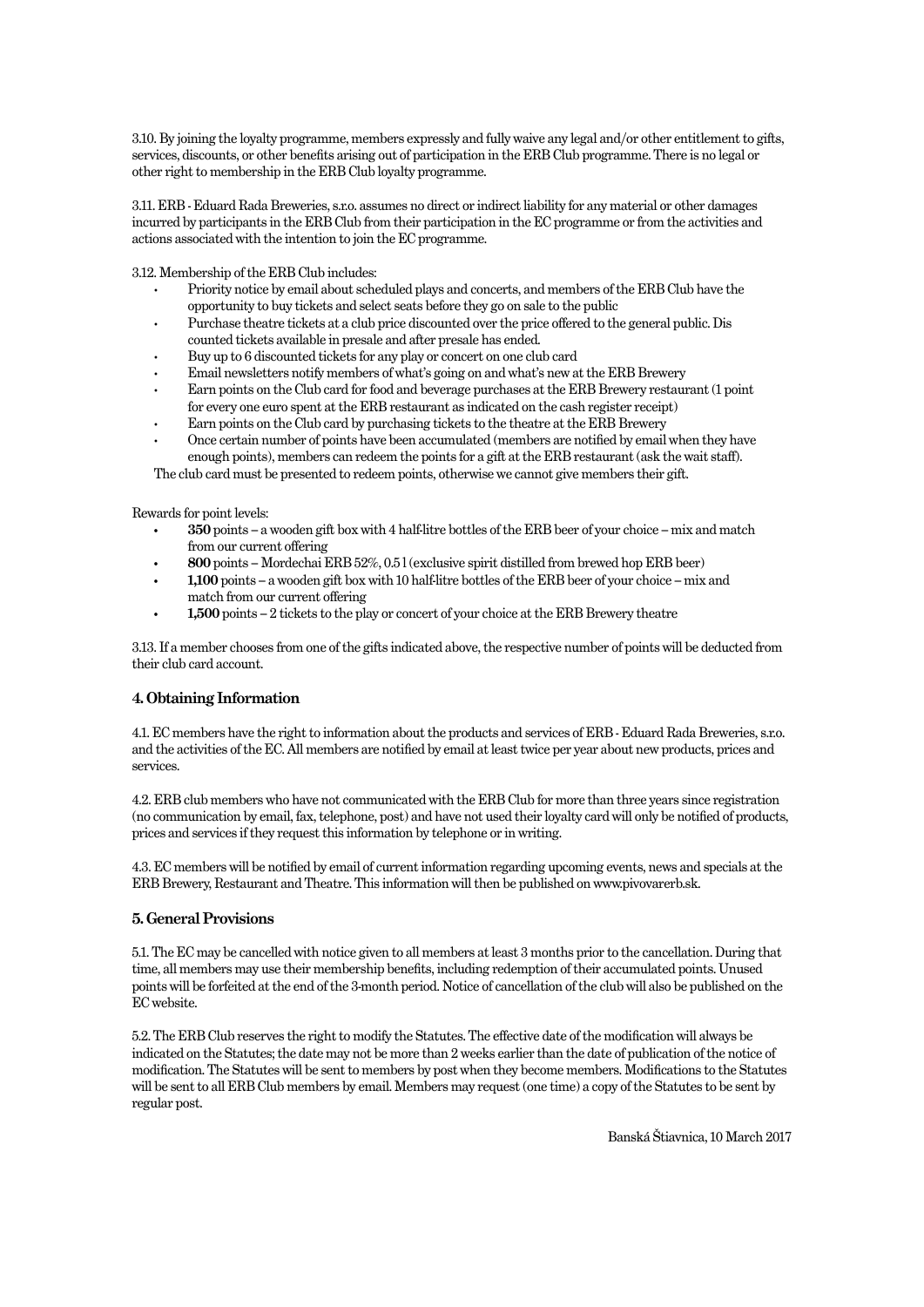3.10. By joining the loyalty programme, members expressly and fully waive any legal and/or other entitlement to gifts, services, discounts, or other benefits arising out of participation in the ERB Club programme. There is no legal or other right to membership in the ERB Club loyalty programme.

3.11. ERB - Eduard Rada Breweries, s.r.o. assumes no direct or indirect liability for any material or other damages incurred by participants in the ERB Club from their participation in the EC programme or from the activities and actions associated with the intention to join the EC programme.

3.12. Membership of the ERB Club includes:

- Priority notice by email about scheduled plays and concerts, and members of the ERB Club have the opportunity to buy tickets and select seats before they go on sale to the public
- Purchase theatre tickets at a club price discounted over the price offered to the general public. Dis counted tickets available in presale and after presale has ended.
- Buy up to 6 discounted tickets for any play or concert on one club card
- Email newsletters notify members of what's going on and what's new at the ERB Brewery
- Earn points on the Club card for food and beverage purchases at the ERB Brewery restaurant (1 point for every one euro spent at the ERB restaurant as indicated on the cash register receipt)
- Earn points on the Club card by purchasing tickets to the theatre at the ERB Brewery
- Once certain number of points have been accumulated (members are notified by email when they have enough points), members can redeem the points for a gift at the ERB restaurant (ask the wait staff).

The club card must be presented to redeem points, otherwise we cannot give members their gift.

Rewards for point levels:

- **350** points – a wooden gift box with 4 half-litre bottles of the ERB beer of your choice – mix and match from our current offering
- **800** points – Mordechai ERB 52%, 0.5 l (exclusive spirit distilled from brewed hop ERB beer)
- **1,100** points – a wooden gift box with 10 half-litre bottles of the ERB beer of your choice – mix and match from our current offering
- **1,500** points – 2 tickets to the play or concert of your choice at the ERB Brewery theatre

3.13. If a member chooses from one of the gifts indicated above, the respective number of points will be deducted from their club card account.

## 4. Obtaining Information

4.1. EC members have the right to information about the products and services of ERB - Eduard Rada Breweries, s.r.o. and the activities of the EC. All members are notified by email at least twice per year about new products, prices and services.

4.2. ERB club members who have not communicated with the ERB Club for more than three years since registration (no communication by email, fax, telephone, post) and have not used their loyalty card will only be notified of products, prices and services if they request this information by telephone or in writing.

4.3. EC members will be notified by email of current information regarding upcoming events, news and specials at the ERB Brewery, Restaurant and Theatre. This information will then be published on www.pivovarerb.sk.

## 5. General Provisions

5.1. The EC may be cancelled with notice given to all members at least 3 months prior to the cancellation. During that time, all members may use their membership benefits, including redemption of their accumulated points. Unused points will be forfeited at the end of the 3-month period. Notice of cancellation of the club will also be published on the EC website.

5.2. The ERB Club reserves the right to modify the Statutes. The effective date of the modification will always be indicated on the Statutes; the date may not be more than 2 weeks earlier than the date of publication of the notice of modification. The Statutes will be sent to members by post when they become members. Modifications to the Statutes will be sent to all ERB Club members by email. Members may request (one time) a copy of the Statutes to be sent by regular post.

Banská Štiavnica, 10 March 2017